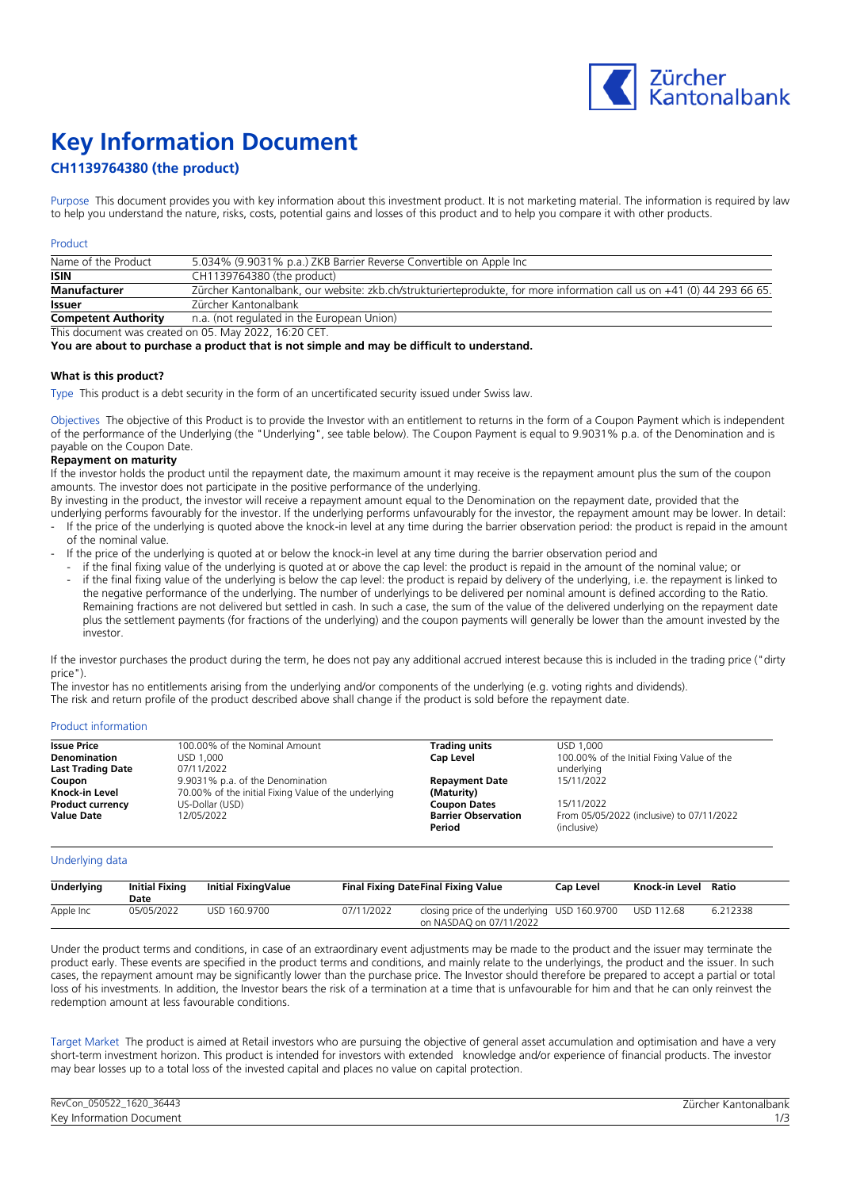# Key Information Document

## CH1139764380 (the product)

Purpose This document provides you with key information about this investment product. It is not marketing material. The information is required by law to help you understand the nature, risks, costs, potential gains and losses of this product and to help you compare it with other products.

### Product

| Name of the Product | 5.034% (9.9031% p.a.) ZKB Barrier Reverse Convertible on Apple Inc |
|---|---|
| **ISIN** | CH1139764380 (the product) |
| **Manufacturer** | Zürcher Kantonalbank, our website: zkb.ch/strukturierteprodukte, for more information call us on +41 (0) 44 293 66 65. |
| **Issuer** | Zürcher Kantonalbank |
| **Competent Authority** | n.a. (not regulated in the European Union) |

This document was created on 05. May 2022, 16:20 CET.

**You are about to purchase a product that is not simple and may be difficult to understand.**

### What is this product?

Type This product is a debt security in the form of an uncertificated security issued under Swiss law.

Objectives The objective of this Product is to provide the Investor with an entitlement to returns in the form of a Coupon Payment which is independent of the performance of the Underlying (the "Underlying", see table below). The Coupon Payment is equal to 9.9031% p.a. of the Denomination and is payable on the Coupon Date.

**Repayment on maturity**

If the investor holds the product until the repayment date, the maximum amount it may receive is the repayment amount plus the sum of the coupon amounts. The investor does not participate in the positive performance of the underlying.

By investing in the product, the investor will receive a repayment amount equal to the Denomination on the repayment date, provided that the underlying performs favourably for the investor. If the underlying performs unfavourably for the investor, the repayment amount may be lower. In detail:

- If the price of the underlying is quoted above the knock-in level at any time during the barrier observation period: the product is repaid in the amount of the nominal value.
- If the price of the underlying is quoted at or below the knock-in level at any time during the barrier observation period and
  - if the final fixing value of the underlying is quoted at or above the cap level: the product is repaid in the amount of the nominal value; or
  - if the final fixing value of the underlying is below the cap level: the product is repaid by delivery of the underlying, i.e. the repayment is linked to the negative performance of the underlying. The number of underlyings to be delivered per nominal amount is defined according to the Ratio. Remaining fractions are not delivered but settled in cash. In such a case, the sum of the value of the delivered underlying on the repayment date plus the settlement payments (for fractions of the underlying) and the coupon payments will generally be lower than the amount invested by the investor.

If the investor purchases the product during the term, he does not pay any additional accrued interest because this is included in the trading price ("dirty price").

The investor has no entitlements arising from the underlying and/or components of the underlying (e.g. voting rights and dividends).

The risk and return profile of the product described above shall change if the product is sold before the repayment date.

### Product information

| | | | |
|---|---|---|---|
| **Issue Price** | 100.00% of the Nominal Amount | **Trading units** | USD 1,000 |
| **Denomination** | USD 1,000 | **Cap Level** | 100.00% of the Initial Fixing Value of the underlying |
| **Last Trading Date** | 07/11/2022 | | |
| **Coupon** | 9.9031% p.a. of the Denomination | **Repayment Date (Maturity)** | 15/11/2022 |
| **Knock-in Level** | 70.00% of the initial Fixing Value of the underlying | | |
| **Product currency** | US-Dollar (USD) | **Coupon Dates** | 15/11/2022 |
| **Value Date** | 12/05/2022 | **Barrier Observation Period** | From 05/05/2022 (inclusive) to 07/11/2022 (inclusive) |

### Underlying data

| Underlying | Initial Fixing Date | Initial FixingValue | Final Fixing Date | Final Fixing Value | Cap Level | Knock-in Level | Ratio |
|---|---|---|---|---|---|---|---|
| Apple Inc | 05/05/2022 | USD 160.9700 | 07/11/2022 | closing price of the underlying on NASDAQ on 07/11/2022 | USD 160.9700 | USD 112.68 | 6.212338 |

Under the product terms and conditions, in case of an extraordinary event adjustments may be made to the product and the issuer may terminate the product early. These events are specified in the product terms and conditions, and mainly relate to the underlyings, the product and the issuer. In such cases, the repayment amount may be significantly lower than the purchase price. The Investor should therefore be prepared to accept a partial or total loss of his investments. In addition, the Investor bears the risk of a termination at a time that is unfavourable for him and that he can only reinvest the redemption amount at less favourable conditions.

Target Market The product is aimed at Retail investors who are pursuing the objective of general asset accumulation and optimisation and have a very short-term investment horizon. This product is intended for investors with extended knowledge and/or experience of financial products. The investor may bear losses up to a total loss of the invested capital and places no value on capital protection.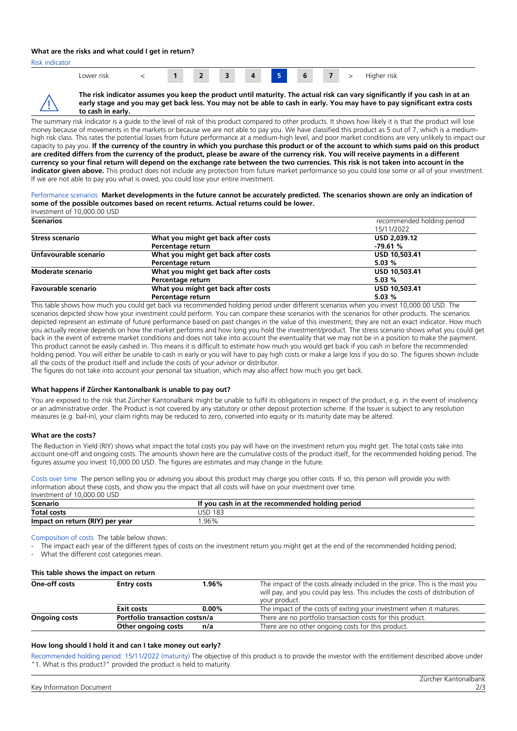### What are the risks and what could I get in return?

Risk indicator

| Lower risk | < | 1 | 2 | 3 | 4 | **5** | 6 | 7 | > | Higher risk |
|---|---|---|---|---|---|---|---|---|---|---|

**The risk indicator assumes you keep the product until maturity. The actual risk can vary significantly if you cash in at an early stage and you may get back less. You may not be able to cash in early. You may have to pay significant extra costs to cash in early.**

The summary risk indicator is a guide to the level of risk of this product compared to other products. It shows how likely it is that the product will lose money because of movements in the markets or because we are not able to pay you. We have classified this product as 5 out of 7, which is a medium-high risk class. This rates the potential losses from future performance at a medium-high level, and poor market conditions are very unlikely to impact our capacity to pay you. **If the currency of the country in which you purchase this product or of the account to which sums paid on this product are credited differs from the currency of the product, please be aware of the currency risk. You will receive payments in a different currency so your final return will depend on the exchange rate between the two currencies. This risk is not taken into account in the indicator given above.** This product does not include any protection from future market performance so you could lose some or all of your investment. If we are not able to pay you what is owed, you could lose your entire investment.

Performance scenarios **Market developments in the future cannot be accurately predicted. The scenarios shown are only an indication of some of the possible outcomes based on recent returns. Actual returns could be lower.**

Investment of 10,000.00 USD

| **Scenarios** | | recommended holding period 15/11/2022 |
|---|---|---|
| **Stress scenario** | **What you might get back after costs** | **USD 2,039.12** |
| | **Percentage return** | **-79.61 %** |
| **Unfavourable scenario** | **What you might get back after costs** | **USD 10,503.41** |
| | **Percentage return** | **5.03 %** |
| **Moderate scenario** | **What you might get back after costs** | **USD 10,503.41** |
| | **Percentage return** | **5.03 %** |
| **Favourable scenario** | **What you might get back after costs** | **USD 10,503.41** |
| | **Percentage return** | **5.03 %** |

This table shows how much you could get back via recommended holding period under different scenarios when you invest 10,000.00 USD. The scenarios depicted show how your investment could perform. You can compare these scenarios with the scenarios for other products. The scenarios depicted represent an estimate of future performance based on past changes in the value of this investment; they are not an exact indicator. How much you actually receive depends on how the market performs and how long you hold the investment/product. The stress scenario shows what you could get back in the event of extreme market conditions and does not take into account the eventuality that we may not be in a position to make the payment. This product cannot be easily cashed in. This means it is difficult to estimate how much you would get back if you cash in before the recommended holding period. You will either be unable to cash in early or you will have to pay high costs or make a large loss if you do so. The figures shown include all the costs of the product itself and include the costs of your advisor or distributor.

The figures do not take into account your personal tax situation, which may also affect how much you get back.

### What happens if Zürcher Kantonalbank is unable to pay out?

You are exposed to the risk that Zürcher Kantonalbank might be unable to fulfil its obligations in respect of the product, e.g. in the event of insolvency or an administrative order. The Product is not covered by any statutory or other deposit protection scheme. If the Issuer is subject to any resolution measures (e.g. bail-in), your claim rights may be reduced to zero, converted into equity or its maturity date may be altered.

### What are the costs?

The Reduction in Yield (RIY) shows what impact the total costs you pay will have on the investment return you might get. The total costs take into account one-off and ongoing costs. The amounts shown here are the cumulative costs of the product itself, for the recommended holding period. The figures assume you invest 10,000.00 USD. The figures are estimates and may change in the future.

Costs over time The person selling you or advising you about this product may charge you other costs. If so, this person will provide you with information about these costs, and show you the impact that all costs will have on your investment over time.

Investment of 10,000.00 USD

| **Scenario** | **If you cash in at the recommended holding period** |
|---|---|
| **Total costs** | USD 183 |
| **Impact on return (RIY) per year** | 1.96% |

Composition of costs The table below shows:

- The impact each year of the different types of costs on the investment return you might get at the end of the recommended holding period;
- What the different cost categories mean.

**This table shows the impact on return**

| **One-off costs** | **Entry costs** | **1.96%** | The impact of the costs already included in the price. This is the most you will pay, and you could pay less. This includes the costs of distribution of your product. |
|---|---|---|---|
| | **Exit costs** | **0.00%** | The impact of the costs of exiting your investment when it matures. |
| **Ongoing costs** | **Portfolio transaction costs** | **n/a** | There are no portfolio transaction costs for this product. |
| | **Other ongoing costs** | **n/a** | There are no other ongoing costs for this product. |

### How long should I hold it and can I take money out early?

Recommended holding period: 15/11/2022 (maturity) The objective of this product is to provide the investor with the entitlement described above under "1. What is this product?" provided the product is held to maturity.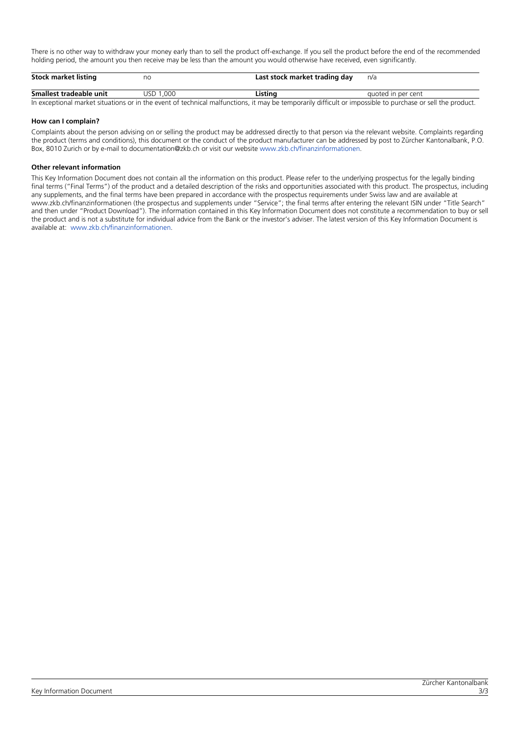There is no other way to withdraw your money early than to sell the product off-exchange. If you sell the product before the end of the recommended holding period, the amount you then receive may be less than the amount you would otherwise have received, even significantly.

| | | | |
|---|---|---|---|
| **Stock market listing** | no | **Last stock market trading day** | n/a |
| **Smallest tradeable unit** | USD 1,000 | **Listing** | quoted in per cent |

In exceptional market situations or in the event of technical malfunctions, it may be temporarily difficult or impossible to purchase or sell the product.

### How can I complain?

Complaints about the person advising on or selling the product may be addressed directly to that person via the relevant website. Complaints regarding the product (terms and conditions), this document or the conduct of the product manufacturer can be addressed by post to Zürcher Kantonalbank, P.O. Box, 8010 Zurich or by e-mail to documentation@zkb.ch or visit our website www.zkb.ch/finanzinformationen.

### Other relevant information

This Key Information Document does not contain all the information on this product. Please refer to the underlying prospectus for the legally binding final terms ("Final Terms") of the product and a detailed description of the risks and opportunities associated with this product. The prospectus, including any supplements, and the final terms have been prepared in accordance with the prospectus requirements under Swiss law and are available at www.zkb.ch/finanzinformationen (the prospectus and supplements under "Service"; the final terms after entering the relevant ISIN under "Title Search" and then under "Product Download"). The information contained in this Key Information Document does not constitute a recommendation to buy or sell the product and is not a substitute for individual advice from the Bank or the investor's adviser. The latest version of this Key Information Document is available at: www.zkb.ch/finanzinformationen.